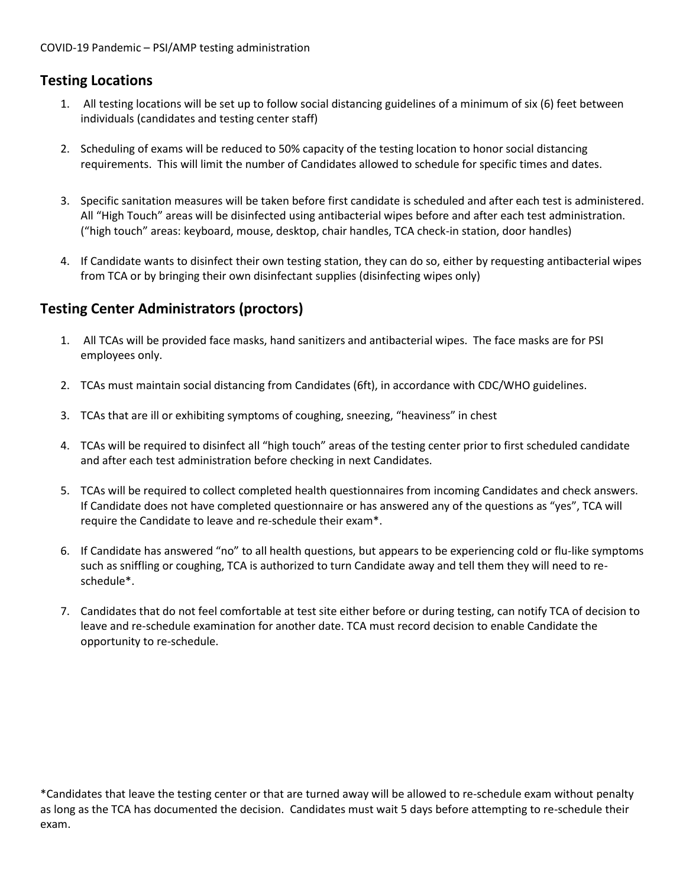COVID-19 Pandemic – PSI/AMP testing administration

## Testing Locations

1. All testing locations will be set up to follow social distancing guidelines of a minimum of six (6) feet between individuals (candidates and testing center staff)

2. Scheduling of exams will be reduced to 50% capacity of the testing location to honor social distancing requirements. This will limit the number of Candidates allowed to schedule for specific times and dates.

3. Specific sanitation measures will be taken before first candidate is scheduled and after each test is administered. All "High Touch" areas will be disinfected using antibacterial wipes before and after each test administration. ("high touch" areas: keyboard, mouse, desktop, chair handles, TCA check-in station, door handles)

4. If Candidate wants to disinfect their own testing station, they can do so, either by requesting antibacterial wipes from TCA or by bringing their own disinfectant supplies (disinfecting wipes only)

## Testing Center Administrators (proctors)

1. All TCAs will be provided face masks, hand sanitizers and antibacterial wipes. The face masks are for PSI employees only.

2. TCAs must maintain social distancing from Candidates (6ft), in accordance with CDC/WHO guidelines.

3. TCAs that are ill or exhibiting symptoms of coughing, sneezing, "heaviness" in chest

4. TCAs will be required to disinfect all "high touch" areas of the testing center prior to first scheduled candidate and after each test administration before checking in next Candidates.

5. TCAs will be required to collect completed health questionnaires from incoming Candidates and check answers. If Candidate does not have completed questionnaire or has answered any of the questions as "yes", TCA will require the Candidate to leave and re-schedule their exam*.

6. If Candidate has answered "no" to all health questions, but appears to be experiencing cold or flu-like symptoms such as sniffling or coughing, TCA is authorized to turn Candidate away and tell them they will need to re-schedule*.

7. Candidates that do not feel comfortable at test site either before or during testing, can notify TCA of decision to leave and re-schedule examination for another date. TCA must record decision to enable Candidate the opportunity to re-schedule.

*Candidates that leave the testing center or that are turned away will be allowed to re-schedule exam without penalty as long as the TCA has documented the decision. Candidates must wait 5 days before attempting to re-schedule their exam.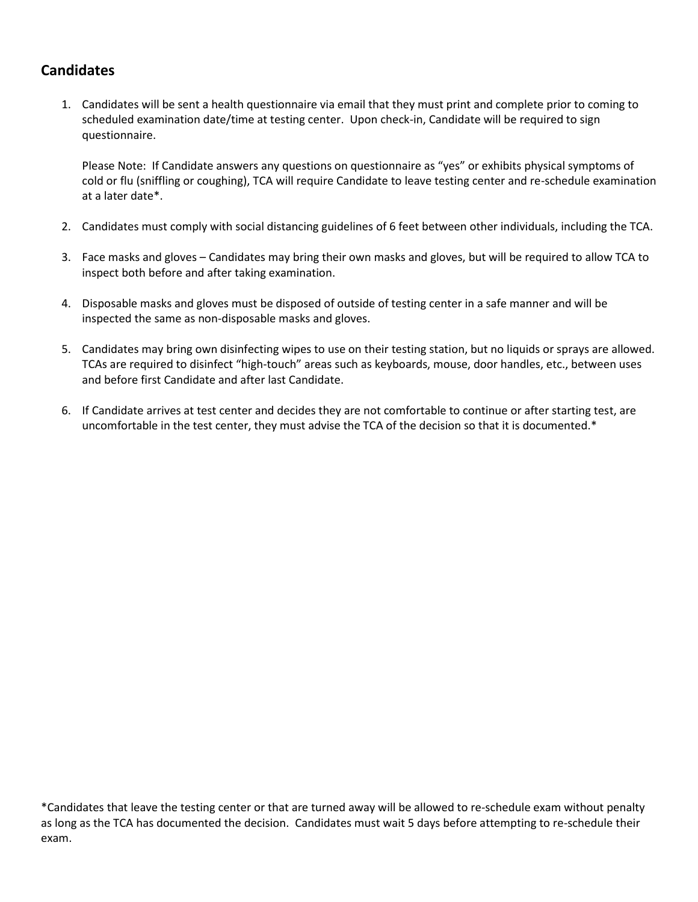## Candidates

1. Candidates will be sent a health questionnaire via email that they must print and complete prior to coming to scheduled examination date/time at testing center. Upon check-in, Candidate will be required to sign questionnaire.

   Please Note: If Candidate answers any questions on questionnaire as "yes" or exhibits physical symptoms of cold or flu (sniffling or coughing), TCA will require Candidate to leave testing center and re-schedule examination at a later date*.

2. Candidates must comply with social distancing guidelines of 6 feet between other individuals, including the TCA.

3. Face masks and gloves – Candidates may bring their own masks and gloves, but will be required to allow TCA to inspect both before and after taking examination.

4. Disposable masks and gloves must be disposed of outside of testing center in a safe manner and will be inspected the same as non-disposable masks and gloves.

5. Candidates may bring own disinfecting wipes to use on their testing station, but no liquids or sprays are allowed. TCAs are required to disinfect "high-touch" areas such as keyboards, mouse, door handles, etc., between uses and before first Candidate and after last Candidate.

6. If Candidate arrives at test center and decides they are not comfortable to continue or after starting test, are uncomfortable in the test center, they must advise the TCA of the decision so that it is documented.*

*Candidates that leave the testing center or that are turned away will be allowed to re-schedule exam without penalty as long as the TCA has documented the decision. Candidates must wait 5 days before attempting to re-schedule their exam.